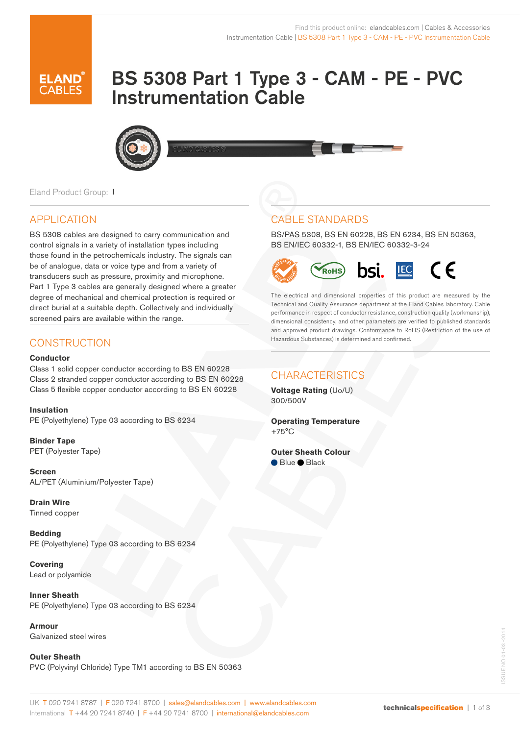Find this product online: elandcables.com | Cables & Accessories
Instrumentation Cable | BS 5308 Part 1 Type 3 - CAM - PE - PVC Instrumentation Cable

# BS 5308 Part 1 Type 3 - CAM - PE - PVC Instrumentation Cable

Eland Product Group: I

## APPLICATION

BS 5308 cables are designed to carry communication and control signals in a variety of installation types including those found in the petrochemicals industry. The signals can be of analogue, data or voice type and from a variety of transducers such as pressure, proximity and microphone. Part 1 Type 3 cables are generally designed where a greater degree of mechanical and chemical protection is required or direct burial at a suitable depth. Collectively and individually screened pairs are available within the range.

## CONSTRUCTION

**Conductor**
Class 1 solid copper conductor according to BS EN 60228
Class 2 stranded copper conductor according to BS EN 60228
Class 5 flexible copper conductor according to BS EN 60228

**Insulation**
PE (Polyethylene) Type 03 according to BS 6234

**Binder Tape**
PET (Polyester Tape)

**Screen**
AL/PET (Aluminium/Polyester Tape)

**Drain Wire**
Tinned copper

**Bedding**
PE (Polyethylene) Type 03 according to BS 6234

**Covering**
Lead or polyamide

**Inner Sheath**
PE (Polyethylene) Type 03 according to BS 6234

**Armour**
Galvanized steel wires

**Outer Sheath**
PVC (Polyvinyl Chloride) Type TM1 according to BS EN 50363

## CABLE STANDARDS

BS/PAS 5308, BS EN 60228, BS EN 6234, BS EN 50363, BS EN/IEC 60332-1, BS EN/IEC 60332-3-24

The electrical and dimensional properties of this product are measured by the Technical and Quality Assurance department at the Eland Cables laboratory. Cable performance in respect of conductor resistance, construction quality (workmanship), dimensional consistency, and other parameters are verified to published standards and approved product drawings. Conformance to RoHS (Restriction of the use of Hazardous Substances) is determined and confirmed.

## CHARACTERISTICS

**Voltage Rating** (Uo/U)
300/500V

**Operating Temperature**
+75°C

**Outer Sheath Colour**
Blue, Black

UK T 020 7241 8787 | F 020 7241 8700 | sales@elandcables.com | www.elandcables.com
International T +44 20 7241 8740 | F +44 20 7241 8700 | international@elandcables.com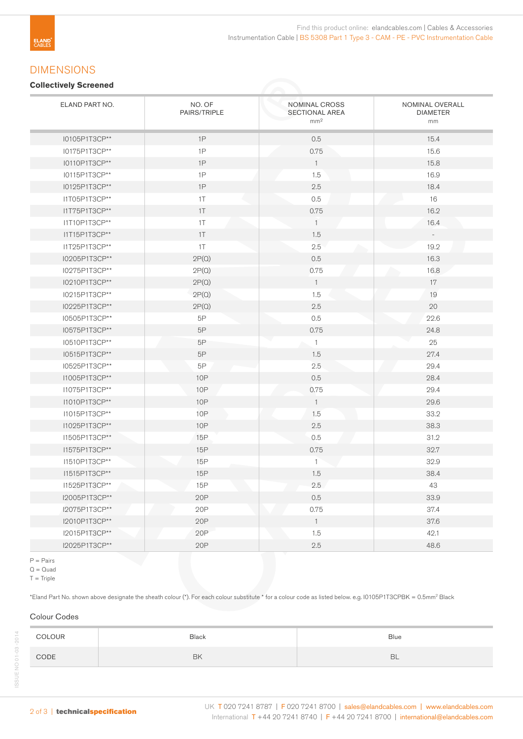## DIMENSIONS

### Collectively Screened

| ELAND PART NO. | NO. OF PAIRS/TRIPLE | NOMINAL CROSS SECTIONAL AREA $mm^2$ | NOMINAL OVERALL DIAMETER mm |
|---|---|---|---|
| I0105P1T3CP** | 1P | 0.5 | 15.4 |
| I0175P1T3CP** | 1P | 0.75 | 15.6 |
| I0110P1T3CP** | 1P | 1 | 15.8 |
| I0115P1T3CP** | 1P | 1.5 | 16.9 |
| I0125P1T3CP** | 1P | 2.5 | 18.4 |
| I1T05P1T3CP** | 1T | 0.5 | 16 |
| I1T75P1T3CP** | 1T | 0.75 | 16.2 |
| I1T10P1T3CP** | 1T | 1 | 16.4 |
| I1T15P1T3CP** | 1T | 1.5 | - |
| I1T25P1T3CP** | 1T | 2.5 | 19.2 |
| I0205P1T3CP** | 2P(Q) | 0.5 | 16.3 |
| I0275P1T3CP** | 2P(Q) | 0.75 | 16.8 |
| I0210P1T3CP** | 2P(Q) | 1 | 17 |
| I0215P1T3CP** | 2P(Q) | 1.5 | 19 |
| I0225P1T3CP** | 2P(Q) | 2.5 | 20 |
| I0505P1T3CP** | 5P | 0.5 | 22.6 |
| I0575P1T3CP** | 5P | 0.75 | 24.8 |
| I0510P1T3CP** | 5P | 1 | 25 |
| I0515P1T3CP** | 5P | 1.5 | 27.4 |
| I0525P1T3CP** | 5P | 2.5 | 29.4 |
| I1005P1T3CP** | 10P | 0.5 | 28.4 |
| I1075P1T3CP** | 10P | 0.75 | 29.4 |
| I1010P1T3CP** | 10P | 1 | 29.6 |
| I1015P1T3CP** | 10P | 1.5 | 33.2 |
| I1025P1T3CP** | 10P | 2.5 | 38.3 |
| I1505P1T3CP** | 15P | 0.5 | 31.2 |
| I1575P1T3CP** | 15P | 0.75 | 32.7 |
| I1510P1T3CP** | 15P | 1 | 32.9 |
| I1515P1T3CP** | 15P | 1.5 | 38.4 |
| I1525P1T3CP** | 15P | 2.5 | 43 |
| I2005P1T3CP** | 20P | 0.5 | 33.9 |
| I2075P1T3CP** | 20P | 0.75 | 37.4 |
| I2010P1T3CP** | 20P | 1 | 37.6 |
| I2015P1T3CP** | 20P | 1.5 | 42.1 |
| I2025P1T3CP** | 20P | 2.5 | 48.6 |

P = Pairs
Q = Quad
T = Triple

*Eland Part No. shown above designate the sheath colour (*). For each colour substitute * for a colour code as listed below. e.g. I0105P1T3CPBK = 0.5$mm^2$ Black

### Colour Codes

| COLOUR | Black | Blue |
|---|---|---|
| CODE | BK | BL |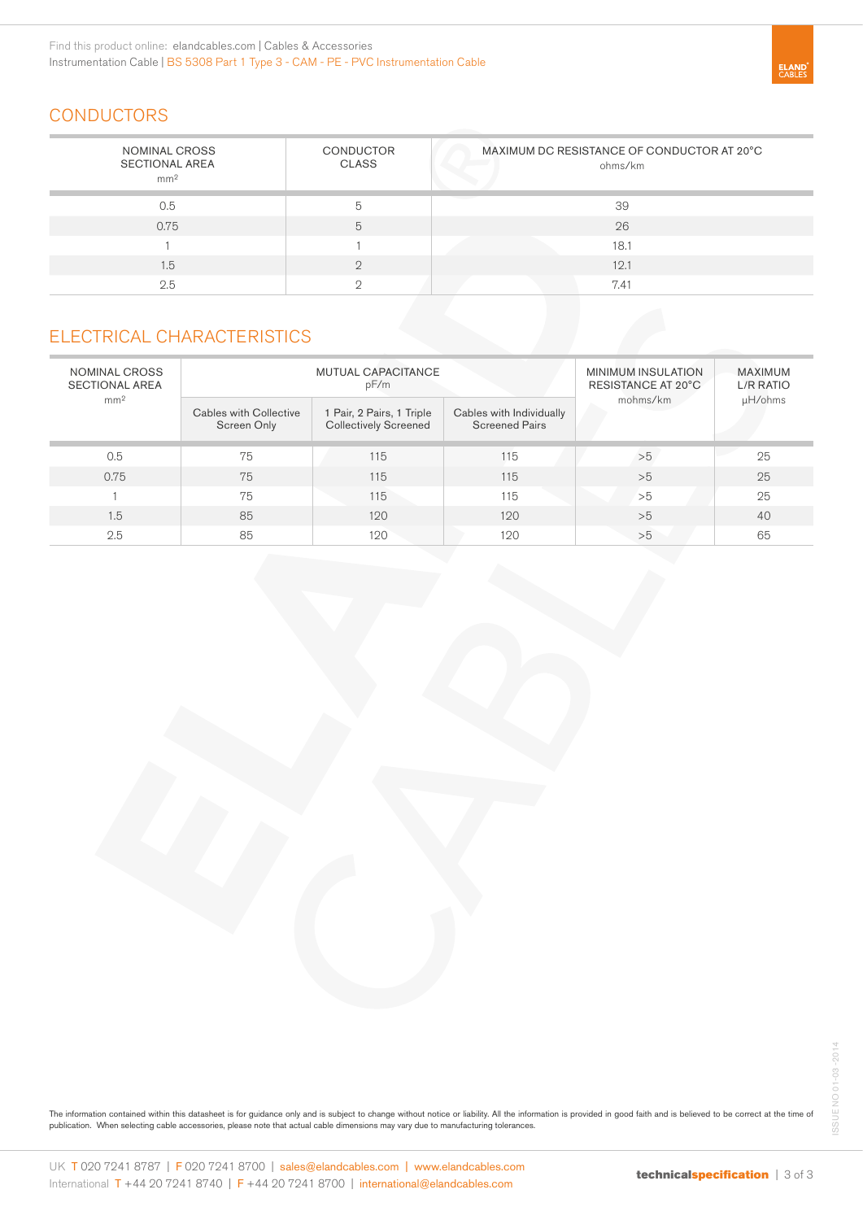Find this product online: elandcables.com | Cables & Accessories
Instrumentation Cable | BS 5308 Part 1 Type 3 - CAM - PE - PVC Instrumentation Cable

## CONDUCTORS

| NOMINAL CROSS SECTIONAL AREA mm² | CONDUCTOR CLASS | MAXIMUM DC RESISTANCE OF CONDUCTOR AT 20°C ohms/km |
|---|---|---|
| 0.5 | 5 | 39 |
| 0.75 | 5 | 26 |
| 1 | 1 | 18.1 |
| 1.5 | 2 | 12.1 |
| 2.5 | 2 | 7.41 |

## ELECTRICAL CHARACTERISTICS

| NOMINAL CROSS SECTIONAL AREA mm² | MUTUAL CAPACITANCE pF/m | | | MINIMUM INSULATION RESISTANCE AT 20°C mohms/km | MAXIMUM L/R RATIO µH/ohms |
|---|---|---|---|---|---|
| | Cables with Collective Screen Only | 1 Pair, 2 Pairs, 1 Triple Collectively Screened | Cables with Individually Screened Pairs | | |
| 0.5 | 75 | 115 | 115 | >5 | 25 |
| 0.75 | 75 | 115 | 115 | >5 | 25 |
| 1 | 75 | 115 | 115 | >5 | 25 |
| 1.5 | 85 | 120 | 120 | >5 | 40 |
| 2.5 | 85 | 120 | 120 | >5 | 65 |

The information contained within this datasheet is for guidance only and is subject to change without notice or liability. All the information is provided in good faith and is believed to be correct at the time of publication. When selecting cable accessories, please note that actual cable dimensions may vary due to manufacturing tolerances.

ISSUE NO 01-03-2014

UK T 020 7241 8787 | F 020 7241 8700 | sales@elandcables.com | www.elandcables.com
International T +44 20 7241 8740 | F +44 20 7241 8700 | international@elandcables.com